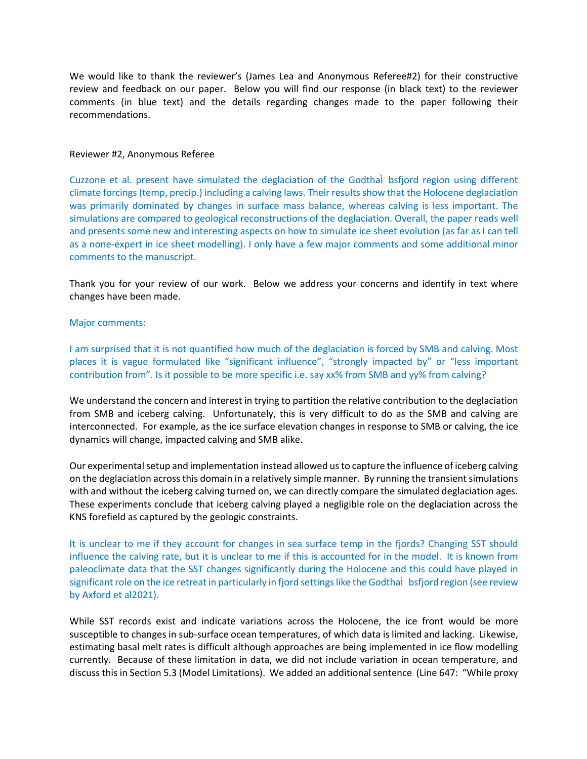We would like to thank the reviewer's (James Lea and Anonymous Referee#2) for their constructive review and feedback on our paper. Below you will find our response (in black text) to the reviewer comments (in blue text) and the details regarding changes made to the paper following their recommendations.

Reviewer #2, Anonymous Referee

Cuzzone et al. present have simulated the deglaciation of the Godthàbsfjord region using different climate forcings (temp, precip.) including a calving laws. Their results show that the Holocene deglaciation was primarily dominated by changes in surface mass balance, whereas calving is less important. The simulations are compared to geological reconstructions of the deglaciation. Overall, the paper reads well and presents some new and interesting aspects on how to simulate ice sheet evolution (as far as I can tell as a none-expert in ice sheet modelling). I only have a few major comments and some additional minor comments to the manuscript.

Thank you for your review of our work. Below we address your concerns and identify in text where changes have been made.

Major comments:

I am surprised that it is not quantified how much of the deglaciation is forced by SMB and calving. Most places it is vague formulated like "significant influence", "strongly impacted by" or "less important contribution from". Is it possible to be more specific i.e. say xx% from SMB and yy% from calving?

We understand the concern and interest in trying to partition the relative contribution to the deglaciation from SMB and iceberg calving. Unfortunately, this is very difficult to do as the SMB and calving are interconnected. For example, as the ice surface elevation changes in response to SMB or calving, the ice dynamics will change, impacted calving and SMB alike.

Our experimental setup and implementation instead allowed us to capture the influence of iceberg calving on the deglaciation across this domain in a relatively simple manner. By running the transient simulations with and without the iceberg calving turned on, we can directly compare the simulated deglaciation ages. These experiments conclude that iceberg calving played a negligible role on the deglaciation across the KNS forefield as captured by the geologic constraints.

It is unclear to me if they account for changes in sea surface temp in the fjords? Changing SST should influence the calving rate, but it is unclear to me if this is accounted for in the model. It is known from paleoclimate data that the SST changes significantly during the Holocene and this could have played in significant role on the ice retreat in particularly in fjord settings like the Godthàbsfjord region (see review by Axford et al2021).

While SST records exist and indicate variations across the Holocene, the ice front would be more susceptible to changes in sub-surface ocean temperatures, of which data is limited and lacking. Likewise, estimating basal melt rates is difficult although approaches are being implemented in ice flow modelling currently. Because of these limitation in data, we did not include variation in ocean temperature, and discuss this in Section 5.3 (Model Limitations). We added an additional sentence (Line 647: "While proxy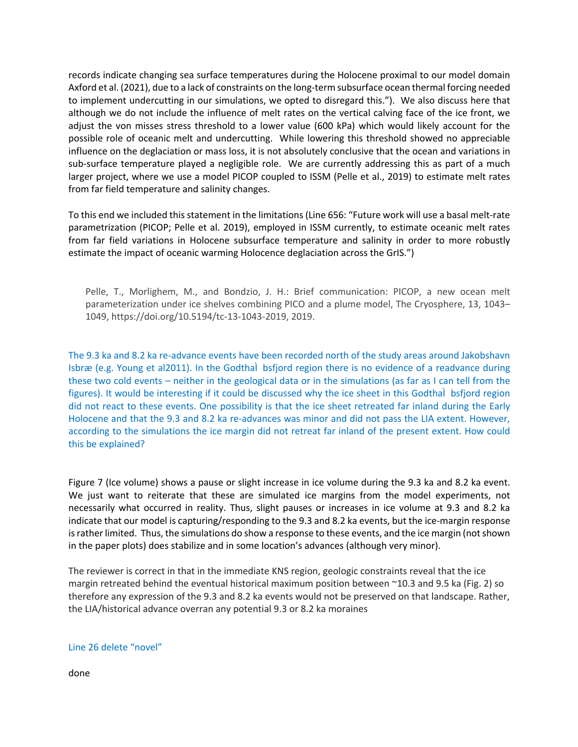records indicate changing sea surface temperatures during the Holocene proximal to our model domain Axford et al. (2021), due to a lack of constraints on the long-term subsurface ocean thermal forcing needed to implement undercutting in our simulations, we opted to disregard this."). We also discuss here that although we do not include the influence of melt rates on the vertical calving face of the ice front, we adjust the von misses stress threshold to a lower value (600 kPa) which would likely account for the possible role of oceanic melt and undercutting. While lowering this threshold showed no appreciable influence on the deglaciation or mass loss, it is not absolutely conclusive that the ocean and variations in sub-surface temperature played a negligible role. We are currently addressing this as part of a much larger project, where we use a model PICOP coupled to ISSM (Pelle et al., 2019) to estimate melt rates from far field temperature and salinity changes.

To this end we included this statement in the limitations (Line 656: "Future work will use a basal melt-rate parametrization (PICOP; Pelle et al. 2019), employed in ISSM currently, to estimate oceanic melt rates from far field variations in Holocene subsurface temperature and salinity in order to more robustly estimate the impact of oceanic warming Holocene deglaciation across the GrIS.")

> Pelle, T., Morlighem, M., and Bondzio, J. H.: Brief communication: PICOP, a new ocean melt parameterization under ice shelves combining PICO and a plume model, The Cryosphere, 13, 1043–1049, https://doi.org/10.5194/tc-13-1043-2019, 2019.

The 9.3 ka and 8.2 ka re-advance events have been recorded north of the study areas around Jakobshavn Isbræ (e.g. Young et al2011). In the Godthàbsfjord region there is no evidence of a readvance during these two cold events – neither in the geological data or in the simulations (as far as I can tell from the figures). It would be interesting if it could be discussed why the ice sheet in this Godthàbsfjord region did not react to these events. One possibility is that the ice sheet retreated far inland during the Early Holocene and that the 9.3 and 8.2 ka re-advances was minor and did not pass the LIA extent. However, according to the simulations the ice margin did not retreat far inland of the present extent. How could this be explained?

Figure 7 (Ice volume) shows a pause or slight increase in ice volume during the 9.3 ka and 8.2 ka event. We just want to reiterate that these are simulated ice margins from the model experiments, not necessarily what occurred in reality. Thus, slight pauses or increases in ice volume at 9.3 and 8.2 ka indicate that our model is capturing/responding to the 9.3 and 8.2 ka events, but the ice-margin response is rather limited. Thus, the simulations do show a response to these events, and the ice margin (not shown in the paper plots) does stabilize and in some location's advances (although very minor).

The reviewer is correct in that in the immediate KNS region, geologic constraints reveal that the ice margin retreated behind the eventual historical maximum position between ~10.3 and 9.5 ka (Fig. 2) so therefore any expression of the 9.3 and 8.2 ka events would not be preserved on that landscape. Rather, the LIA/historical advance overran any potential 9.3 or 8.2 ka moraines

Line 26 delete "novel"

done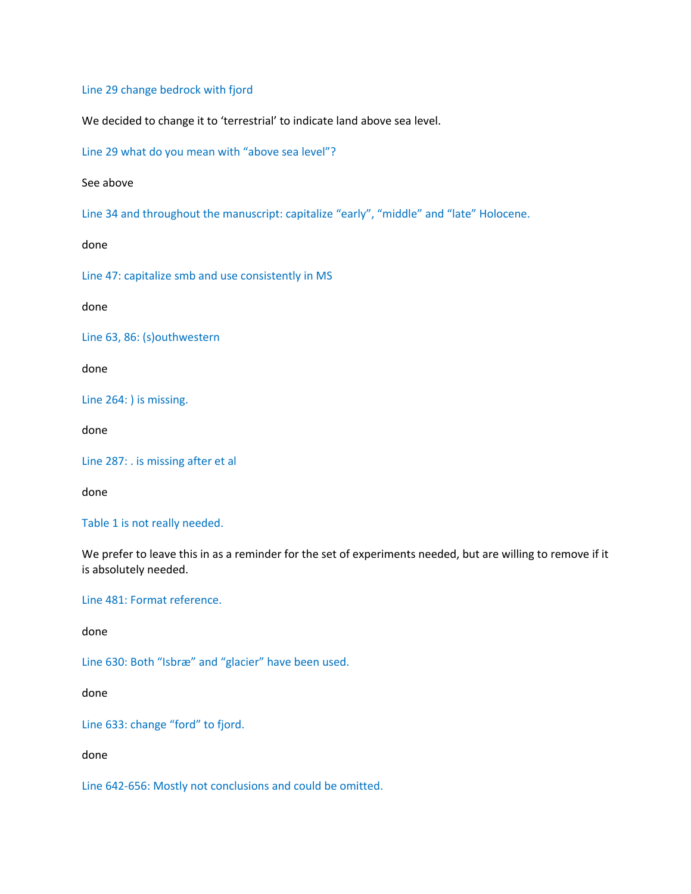Line 29 change bedrock with fjord

We decided to change it to 'terrestrial' to indicate land above sea level.

Line 29 what do you mean with "above sea level"?

See above

Line 34 and throughout the manuscript: capitalize "early", "middle" and "late" Holocene.

done

Line 47: capitalize smb and use consistently in MS

done

Line 63, 86: (s)outhwestern

done

Line 264: ) is missing.

done

Line 287: . is missing after et al

done

Table 1 is not really needed.

We prefer to leave this in as a reminder for the set of experiments needed, but are willing to remove if it is absolutely needed.

Line 481: Format reference.

done

Line 630: Both "Isbræ" and "glacier" have been used.

done

Line 633: change "ford" to fjord.

done

Line 642-656: Mostly not conclusions and could be omitted.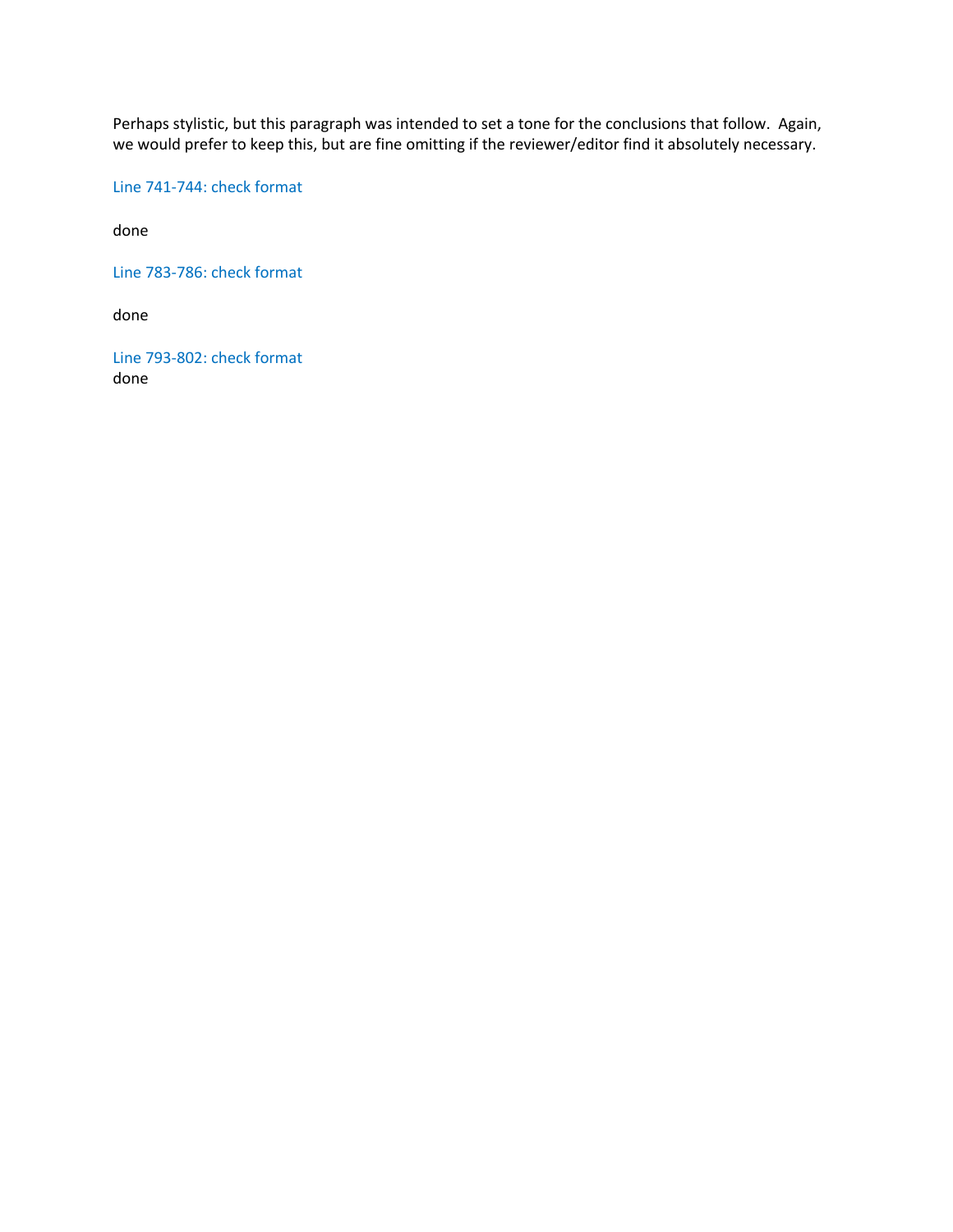Perhaps stylistic, but this paragraph was intended to set a tone for the conclusions that follow. Again, we would prefer to keep this, but are fine omitting if the reviewer/editor find it absolutely necessary.

Line 741-744: check format

done

Line 783-786: check format

done

Line 793-802: check format
done